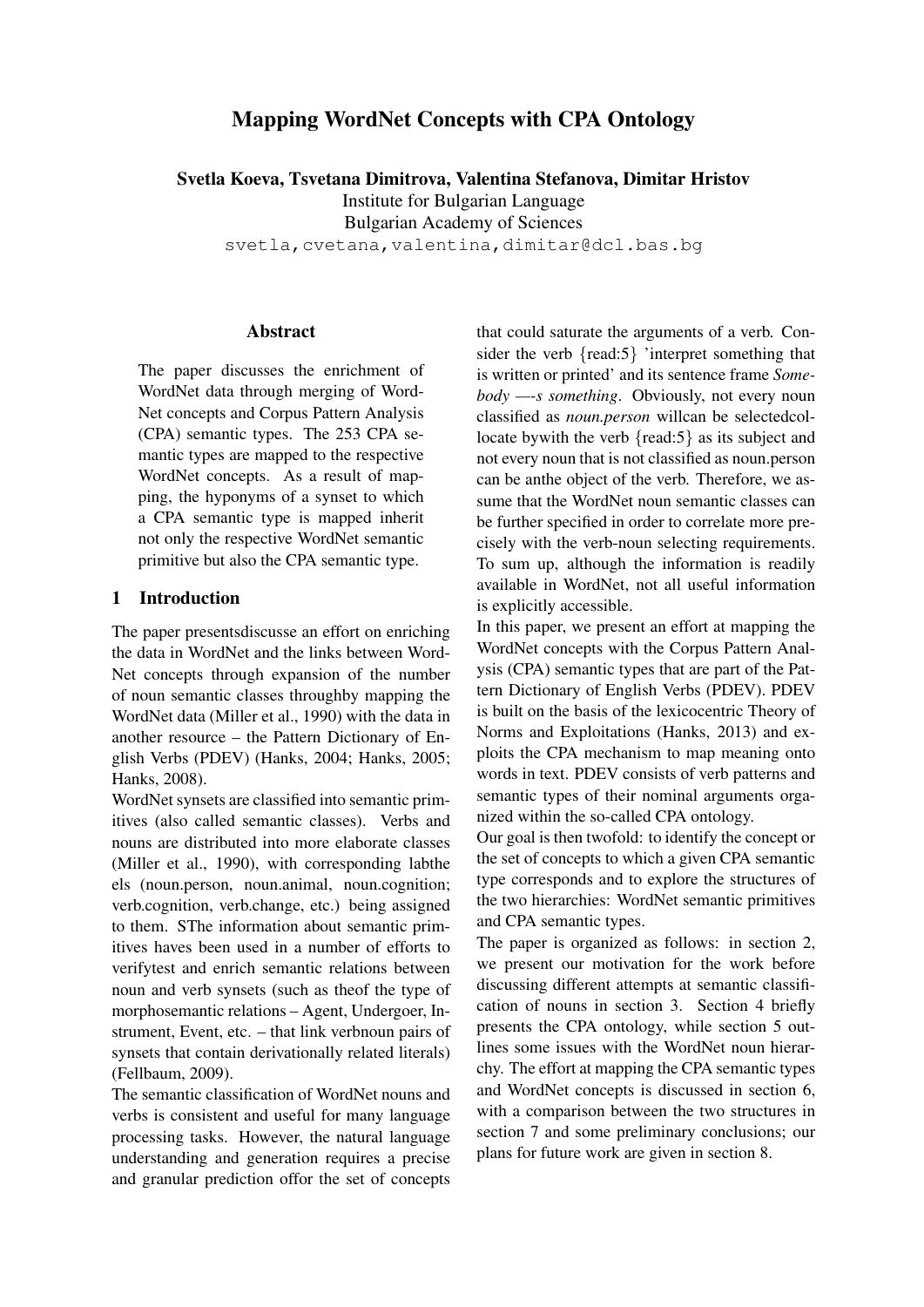# Mapping WordNet Concepts with CPA Ontology

**Svetla Koeva, Tsvetana Dimitrova, Valentina Stefanova, Dimitar Hristov**

Institute for Bulgarian Language

Bulgarian Academy of Sciences

svetla,cvetana,valentina,dimitar@dcl.bas.bg

## Abstract

The paper discusses the enrichment of WordNet data through merging of WordNet concepts and Corpus Pattern Analysis (CPA) semantic types. The 253 CPA semantic types are mapped to the respective WordNet concepts. As a result of mapping, the hyponyms of a synset to which a CPA semantic type is mapped inherit not only the respective WordNet semantic primitive but also the CPA semantic type.

## 1 Introduction

The paper presentsdiscusse an effort on enriching the data in WordNet and the links between WordNet concepts through expansion of the number of noun semantic classes throughby mapping the WordNet data (Miller et al., 1990) with the data in another resource – the Pattern Dictionary of English Verbs (PDEV) (Hanks, 2004; Hanks, 2005; Hanks, 2008).

WordNet synsets are classified into semantic primitives (also called semantic classes). Verbs and nouns are distributed into more elaborate classes (Miller et al., 1990), with corresponding labthe els (noun.person, noun.animal, noun.cognition; verb.cognition, verb.change, etc.) being assigned to them. SThe information about semantic primitives haves been used in a number of efforts to verifytest and enrich semantic relations between noun and verb synsets (such as theof the type of morphosemantic relations – Agent, Undergoer, Instrument, Event, etc. – that link verbnoun pairs of synsets that contain derivationally related literals) (Fellbaum, 2009).

The semantic classification of WordNet nouns and verbs is consistent and useful for many language processing tasks. However, the natural language understanding and generation requires a precise and granular prediction offor the set of concepts that could saturate the arguments of a verb. Consider the verb {read:5} 'interpret something that is written or printed' and its sentence frame *Somebody —-s something*. Obviously, not every noun classified as *noun.person* willcan be selectedcollocate bywith the verb {read:5} as its subject and not every noun that is not classified as noun.person can be anthe object of the verb. Therefore, we assume that the WordNet noun semantic classes can be further specified in order to correlate more precisely with the verb-noun selecting requirements. To sum up, although the information is readily available in WordNet, not all useful information is explicitly accessible.

In this paper, we present an effort at mapping the WordNet concepts with the Corpus Pattern Analysis (CPA) semantic types that are part of the Pattern Dictionary of English Verbs (PDEV). PDEV is built on the basis of the lexicocentric Theory of Norms and Exploitations (Hanks, 2013) and exploits the CPA mechanism to map meaning onto words in text. PDEV consists of verb patterns and semantic types of their nominal arguments organized within the so-called CPA ontology.

Our goal is then twofold: to identify the concept or the set of concepts to which a given CPA semantic type corresponds and to explore the structures of the two hierarchies: WordNet semantic primitives and CPA semantic types.

The paper is organized as follows: in section 2, we present our motivation for the work before discussing different attempts at semantic classification of nouns in section 3. Section 4 briefly presents the CPA ontology, while section 5 outlines some issues with the WordNet noun hierarchy. The effort at mapping the CPA semantic types and WordNet concepts is discussed in section 6, with a comparison between the two structures in section 7 and some preliminary conclusions; our plans for future work are given in section 8.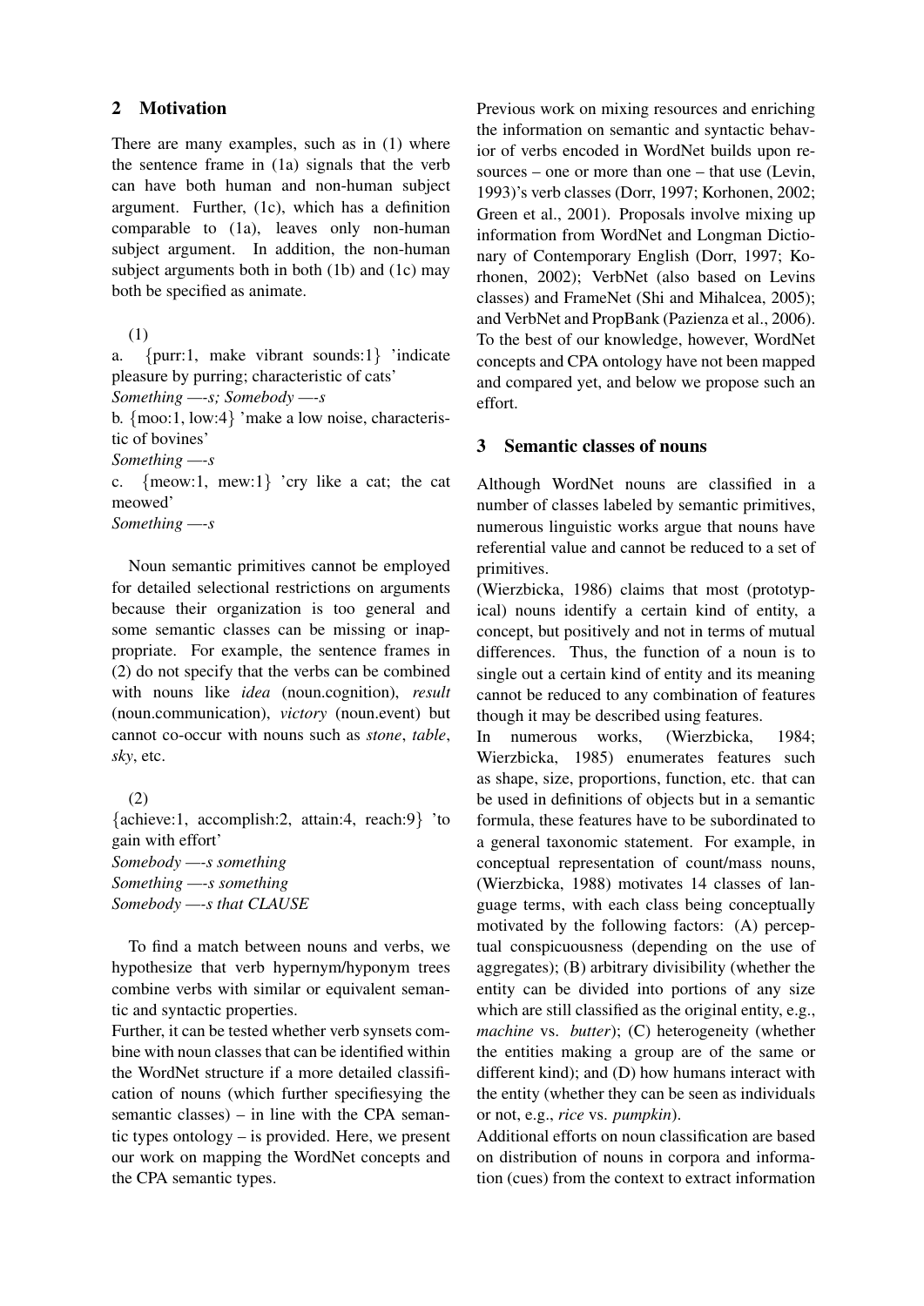## 2 Motivation

There are many examples, such as in (1) where the sentence frame in (1a) signals that the verb can have both human and non-human subject argument. Further, (1c), which has a definition comparable to (1a), leaves only non-human subject argument. In addition, the non-human subject arguments both in both (1b) and (1c) may both be specified as animate.

(1)

a. {purr:1, make vibrant sounds:1} 'indicate pleasure by purring; characteristic of cats'
*Something —-s; Somebody —-s*

b. {moo:1, low:4} 'make a low noise, characteristic of bovines'
*Something —-s*

c. {meow:1, mew:1} 'cry like a cat; the cat meowed'
*Something —-s*

Noun semantic primitives cannot be employed for detailed selectional restrictions on arguments because their organization is too general and some semantic classes can be missing or inappropriate. For example, the sentence frames in (2) do not specify that the verbs can be combined with nouns like *idea* (noun.cognition), *result* (noun.communication), *victory* (noun.event) but cannot co-occur with nouns such as *stone*, *table*, *sky*, etc.

(2)

{achieve:1, accomplish:2, attain:4, reach:9} 'to gain with effort'
*Somebody —-s something*
*Something —-s something*
*Somebody —-s that CLAUSE*

To find a match between nouns and verbs, we hypothesize that verb hypernym/hyponym trees combine verbs with similar or equivalent semantic and syntactic properties.

Further, it can be tested whether verb synsets combine with noun classes that can be identified within the WordNet structure if a more detailed classification of nouns (which further specifiesying the semantic classes) – in line with the CPA semantic types ontology – is provided. Here, we present our work on mapping the WordNet concepts and the CPA semantic types.

Previous work on mixing resources and enriching the information on semantic and syntactic behavior of verbs encoded in WordNet builds upon resources – one or more than one – that use (Levin, 1993)'s verb classes (Dorr, 1997; Korhonen, 2002; Green et al., 2001). Proposals involve mixing up information from WordNet and Longman Dictionary of Contemporary English (Dorr, 1997; Korhonen, 2002); VerbNet (also based on Levins classes) and FrameNet (Shi and Mihalcea, 2005); and VerbNet and PropBank (Pazienza et al., 2006). To the best of our knowledge, however, WordNet concepts and CPA ontology have not been mapped and compared yet, and below we propose such an effort.

## 3 Semantic classes of nouns

Although WordNet nouns are classified in a number of classes labeled by semantic primitives, numerous linguistic works argue that nouns have referential value and cannot be reduced to a set of primitives.

(Wierzbicka, 1986) claims that most (prototypical) nouns identify a certain kind of entity, a concept, but positively and not in terms of mutual differences. Thus, the function of a noun is to single out a certain kind of entity and its meaning cannot be reduced to any combination of features though it may be described using features.

In numerous works, (Wierzbicka, 1984; Wierzbicka, 1985) enumerates features such as shape, size, proportions, function, etc. that can be used in definitions of objects but in a semantic formula, these features have to be subordinated to a general taxonomic statement. For example, in conceptual representation of count/mass nouns, (Wierzbicka, 1988) motivates 14 classes of language terms, with each class being conceptually motivated by the following factors: (A) perceptual conspicuousness (depending on the use of aggregates); (B) arbitrary divisibility (whether the entity can be divided into portions of any size which are still classified as the original entity, e.g., *machine* vs. *butter*); (C) heterogeneity (whether the entities making a group are of the same or different kind); and (D) how humans interact with the entity (whether they can be seen as individuals or not, e.g., *rice* vs. *pumpkin*).

Additional efforts on noun classification are based on distribution of nouns in corpora and information (cues) from the context to extract information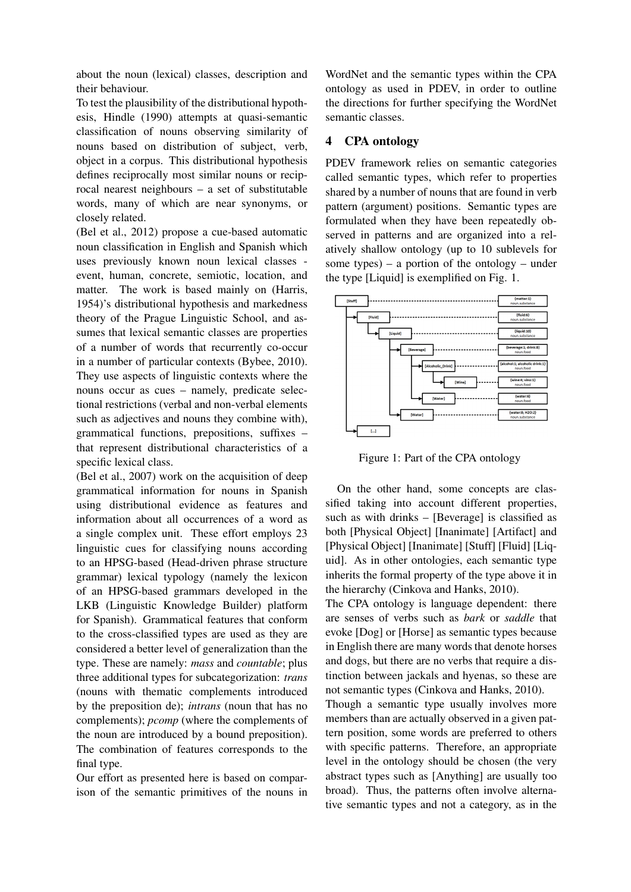about the noun (lexical) classes, description and their behaviour.

To test the plausibility of the distributional hypothesis, Hindle (1990) attempts at quasi-semantic classification of nouns observing similarity of nouns based on distribution of subject, verb, object in a corpus. This distributional hypothesis defines reciprocally most similar nouns or reciprocal nearest neighbours – a set of substitutable words, many of which are near synonyms, or closely related.

(Bel et al., 2012) propose a cue-based automatic noun classification in English and Spanish which uses previously known noun lexical classes - event, human, concrete, semiotic, location, and matter. The work is based mainly on (Harris, 1954)'s distributional hypothesis and markedness theory of the Prague Linguistic School, and assumes that lexical semantic classes are properties of a number of words that recurrently co-occur in a number of particular contexts (Bybee, 2010). They use aspects of linguistic contexts where the nouns occur as cues – namely, predicate selectional restrictions (verbal and non-verbal elements such as adjectives and nouns they combine with), grammatical functions, prepositions, suffixes – that represent distributional characteristics of a specific lexical class.

(Bel et al., 2007) work on the acquisition of deep grammatical information for nouns in Spanish using distributional evidence as features and information about all occurrences of a word as a single complex unit. These effort employs 23 linguistic cues for classifying nouns according to an HPSG-based (Head-driven phrase structure grammar) lexical typology (namely the lexicon of an HPSG-based grammars developed in the LKB (Linguistic Knowledge Builder) platform for Spanish). Grammatical features that conform to the cross-classified types are used as they are considered a better level of generalization than the type. These are namely: *mass* and *countable*; plus three additional types for subcategorization: *trans* (nouns with thematic complements introduced by the preposition de); *intrans* (noun that has no complements); *pcomp* (where the complements of the noun are introduced by a bound preposition). The combination of features corresponds to the final type.

Our effort as presented here is based on comparison of the semantic primitives of the nouns in WordNet and the semantic types within the CPA ontology as used in PDEV, in order to outline the directions for further specifying the WordNet semantic classes.

## 4 CPA ontology

PDEV framework relies on semantic categories called semantic types, which refer to properties shared by a number of nouns that are found in verb pattern (argument) positions. Semantic types are formulated when they have been repeatedly observed in patterns and are organized into a relatively shallow ontology (up to 10 sublevels for some types) – a portion of the ontology – under the type [Liquid] is exemplified on Fig. 1.

| CPA type | WordNet |
| --- | --- |
| [Stuff] | {matter:1} noun.substance |
| [Fluid] | {fluid:6} noun.substance |
| [Liquid] | {liquid:10} noun.substance |
| [Beverage] | {beverage:1; drink:8} noun.food |
| [Alcoholic_Drink] | {alcohol:1; alcoholic drink:1} noun.food |
| [Wine] | {wine:4; vino:1} noun.food |
| [Water] | {water:6} noun.food |
| [Water] | {water:8; H2O:2} noun.substance |
| [...] | |

Figure 1: Part of the CPA ontology

On the other hand, some concepts are classified taking into account different properties, such as with drinks – [Beverage] is classified as both [Physical Object] [Inanimate] [Artifact] and [Physical Object] [Inanimate] [Stuff] [Fluid] [Liquid]. As in other ontologies, each semantic type inherits the formal property of the type above it in the hierarchy (Cinkova and Hanks, 2010).

The CPA ontology is language dependent: there are senses of verbs such as *bark* or *saddle* that evoke [Dog] or [Horse] as semantic types because in English there are many words that denote horses and dogs, but there are no verbs that require a distinction between jackals and hyenas, so these are not semantic types (Cinkova and Hanks, 2010).

Though a semantic type usually involves more members than are actually observed in a given pattern position, some words are preferred to others with specific patterns. Therefore, an appropriate level in the ontology should be chosen (the very abstract types such as [Anything] are usually too broad). Thus, the patterns often involve alternative semantic types and not a category, as in the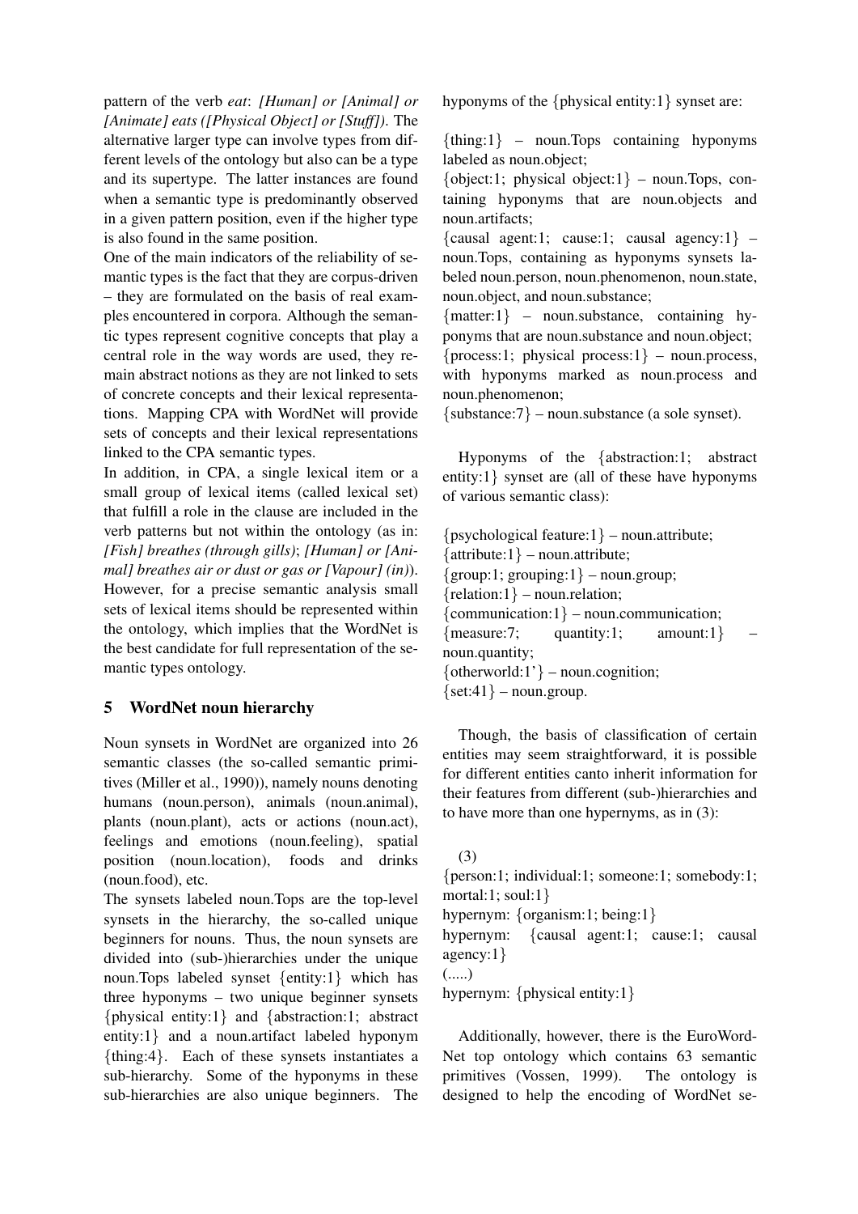pattern of the verb *eat*: *[Human] or [Animal] or [Animate] eats ([Physical Object] or [Stuff])*. The alternative larger type can involve types from different levels of the ontology but also can be a type and its supertype. The latter instances are found when a semantic type is predominantly observed in a given pattern position, even if the higher type is also found in the same position.

One of the main indicators of the reliability of semantic types is the fact that they are corpus-driven – they are formulated on the basis of real examples encountered in corpora. Although the semantic types represent cognitive concepts that play a central role in the way words are used, they remain abstract notions as they are not linked to sets of concrete concepts and their lexical representations. Mapping CPA with WordNet will provide sets of concepts and their lexical representations linked to the CPA semantic types.

In addition, in CPA, a single lexical item or a small group of lexical items (called lexical set) that fulfill a role in the clause are included in the verb patterns but not within the ontology (as in: *[Fish] breathes (through gills)*; *[Human] or [Animal] breathes air or dust or gas or [Vapour] (in)*). However, for a precise semantic analysis small sets of lexical items should be represented within the ontology, which implies that the WordNet is the best candidate for full representation of the semantic types ontology.

## 5 WordNet noun hierarchy

Noun synsets in WordNet are organized into 26 semantic classes (the so-called semantic primitives (Miller et al., 1990)), namely nouns denoting humans (noun.person), animals (noun.animal), plants (noun.plant), acts or actions (noun.act), feelings and emotions (noun.feeling), spatial position (noun.location), foods and drinks (noun.food), etc.

The synsets labeled noun.Tops are the top-level synsets in the hierarchy, the so-called unique beginners for nouns. Thus, the noun synsets are divided into (sub-)hierarchies under the unique noun.Tops labeled synset {entity:1} which has three hyponyms – two unique beginner synsets {physical entity:1} and {abstraction:1; abstract entity:1} and a noun.artifact labeled hyponym {thing:4}. Each of these synsets instantiates a sub-hierarchy. Some of the hyponyms in these sub-hierarchies are also unique beginners. The hyponyms of the {physical entity:1} synset are:

{thing:1} – noun.Tops containing hyponyms labeled as noun.object;
{object:1; physical object:1} – noun.Tops, containing hyponyms that are noun.objects and noun.artifacts;
{causal agent:1; cause:1; causal agency:1} – noun.Tops, containing as hyponyms synsets labeled noun.person, noun.phenomenon, noun.state, noun.object, and noun.substance;
{matter:1} – noun.substance, containing hyponyms that are noun.substance and noun.object;
{process:1; physical process:1} – noun.process, with hyponyms marked as noun.process and noun.phenomenon;
{substance:7} – noun.substance (a sole synset).

Hyponyms of the {abstraction:1; abstract entity:1} synset are (all of these have hyponyms of various semantic class):

{psychological feature:1} – noun.attribute;
{attribute:1} – noun.attribute;
{group:1; grouping:1} – noun.group;
{relation:1} – noun.relation;
{communication:1} – noun.communication;
{measure:7; quantity:1; amount:1} – noun.quantity;
{otherworld:1'} – noun.cognition;
{set:41} – noun.group.

Though, the basis of classification of certain entities may seem straightforward, it is possible for different entities canto inherit information for their features from different (sub-)hierarchies and to have more than one hypernyms, as in (3):

(3)
{person:1; individual:1; someone:1; somebody:1; mortal:1; soul:1}
hypernym: {organism:1; being:1}
hypernym: {causal agent:1; cause:1; causal agency:1}
(.....)
hypernym: {physical entity:1}

Additionally, however, there is the EuroWordNet top ontology which contains 63 semantic primitives (Vossen, 1999). The ontology is designed to help the encoding of WordNet se-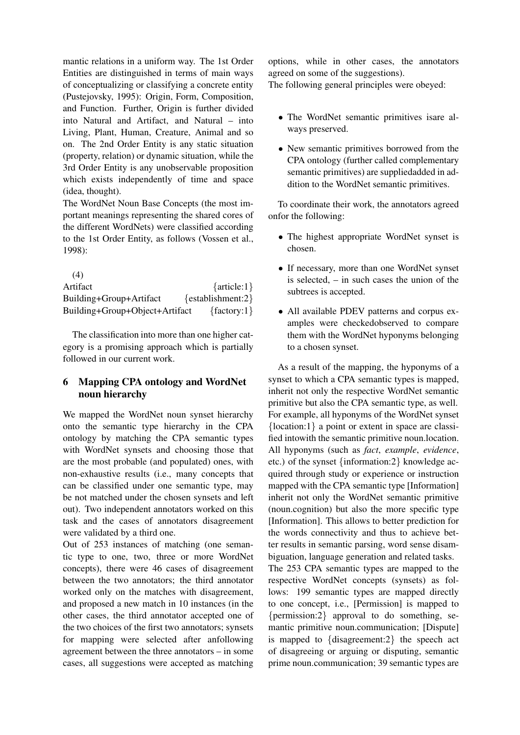mantic relations in a uniform way. The 1st Order Entities are distinguished in terms of main ways of conceptualizing or classifying a concrete entity (Pustejovsky, 1995): Origin, Form, Composition, and Function. Further, Origin is further divided into Natural and Artifact, and Natural – into Living, Plant, Human, Creature, Animal and so on. The 2nd Order Entity is any static situation (property, relation) or dynamic situation, while the 3rd Order Entity is any unobservable proposition which exists independently of time and space (idea, thought).

The WordNet Noun Base Concepts (the most important meanings representing the shared cores of the different WordNets) were classified according to the 1st Order Entity, as follows (Vossen et al., 1998):

(4)

| | |
|---|---|
| Artifact | {article:1} |
| Building+Group+Artifact | {establishment:2} |
| Building+Group+Object+Artifact | {factory:1} |

The classification into more than one higher category is a promising approach which is partially followed in our current work.

## 6 Mapping CPA ontology and WordNet noun hierarchy

We mapped the WordNet noun synset hierarchy onto the semantic type hierarchy in the CPA ontology by matching the CPA semantic types with WordNet synsets and choosing those that are the most probable (and populated) ones, with non-exhaustive results (i.e., many concepts that can be classified under one semantic type, may be not matched under the chosen synsets and left out). Two independent annotators worked on this task and the cases of annotators disagreement were validated by a third one.

Out of 253 instances of matching (one semantic type to one, two, three or more WordNet concepts), there were 46 cases of disagreement between the two annotators; the third annotator worked only on the matches with disagreement, and proposed a new match in 10 instances (in the other cases, the third annotator accepted one of the two choices of the first two annotators; synsets for mapping were selected after anfollowing agreement between the three annotators – in some cases, all suggestions were accepted as matching options, while in other cases, the annotators agreed on some of the suggestions).

The following general principles were obeyed:

- The WordNet semantic primitives isare always preserved.
- New semantic primitives borrowed from the CPA ontology (further called complementary semantic primitives) are suppliedadded in addition to the WordNet semantic primitives.

To coordinate their work, the annotators agreed onfor the following:

- The highest appropriate WordNet synset is chosen.
- If necessary, more than one WordNet synset is selected, – in such cases the union of the subtrees is accepted.
- All available PDEV patterns and corpus examples were checkedobserved to compare them with the WordNet hyponyms belonging to a chosen synset.

As a result of the mapping, the hyponyms of a synset to which a CPA semantic types is mapped, inherit not only the respective WordNet semantic primitive but also the CPA semantic type, as well. For example, all hyponyms of the WordNet synset {location:1} a point or extent in space are classified intowith the semantic primitive noun.location. All hyponyms (such as *fact*, *example*, *evidence*, etc.) of the synset {information:2} knowledge acquired through study or experience or instruction mapped with the CPA semantic type [Information] inherit not only the WordNet semantic primitive (noun.cognition) but also the more specific type [Information]. This allows to better prediction for the words connectivity and thus to achieve better results in semantic parsing, word sense disambiguation, language generation and related tasks.

The 253 CPA semantic types are mapped to the respective WordNet concepts (synsets) as follows: 199 semantic types are mapped directly to one concept, i.e., [Permission] is mapped to {permission:2} approval to do something, semantic primitive noun.communication; [Dispute] is mapped to {disagreement:2} the speech act of disagreeing or arguing or disputing, semantic prime noun.communication; 39 semantic types are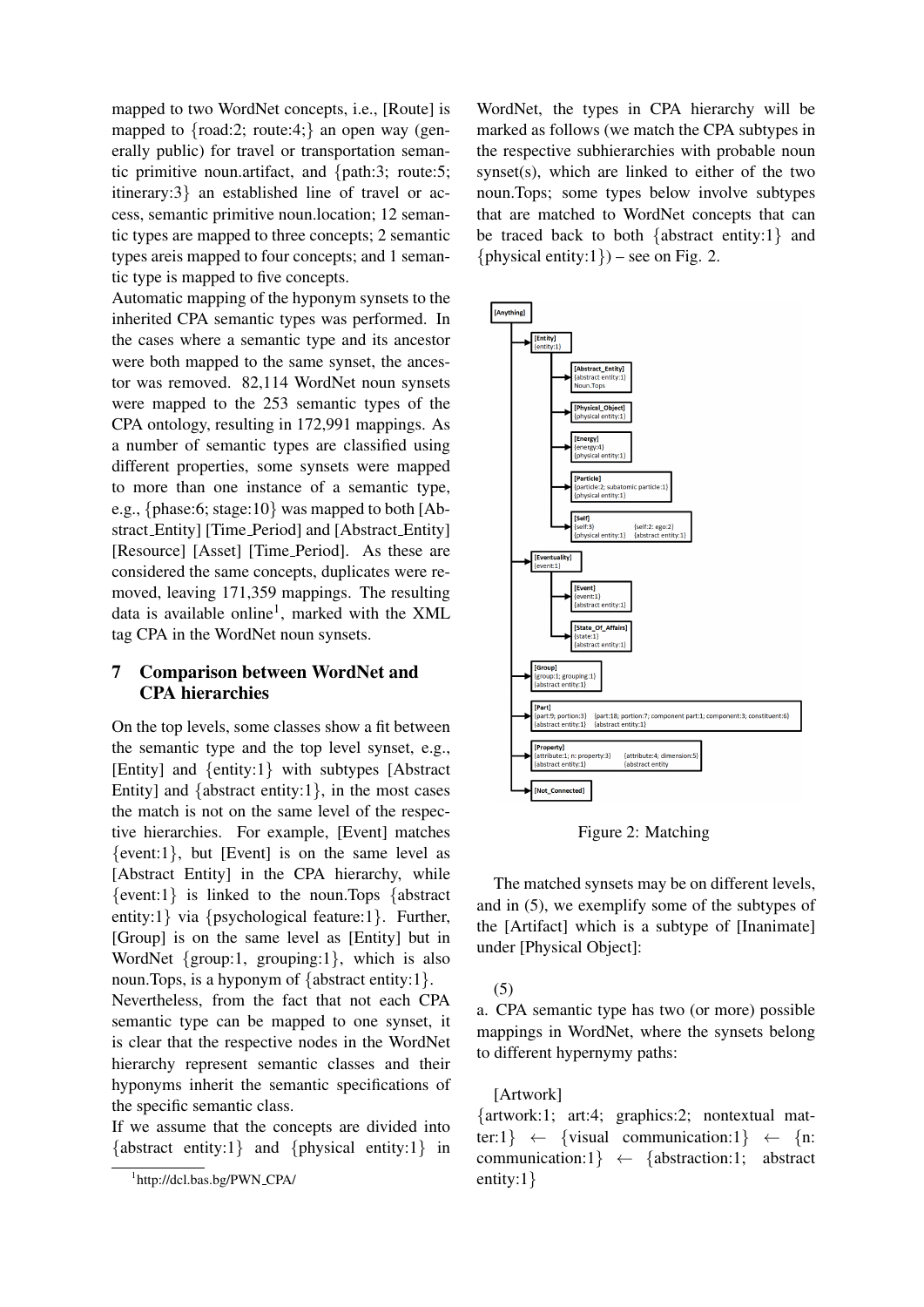mapped to two WordNet concepts, i.e., [Route] is mapped to {road:2; route:4;} an open way (generally public) for travel or transportation semantic primitive noun.artifact, and {path:3; route:5; itinerary:3} an established line of travel or access, semantic primitive noun.location; 12 semantic types are mapped to three concepts; 2 semantic types areis mapped to four concepts; and 1 semantic type is mapped to five concepts.

Automatic mapping of the hyponym synsets to the inherited CPA semantic types was performed. In the cases where a semantic type and its ancestor were both mapped to the same synset, the ancestor was removed. 82,114 WordNet noun synsets were mapped to the 253 semantic types of the CPA ontology, resulting in 172,991 mappings. As a number of semantic types are classified using different properties, some synsets were mapped to more than one instance of a semantic type, e.g., {phase:6; stage:10} was mapped to both [Abstract_Entity] [Time_Period] and [Abstract_Entity] [Resource] [Asset] [Time_Period]. As these are considered the same concepts, duplicates were removed, leaving 171,359 mappings. The resulting data is available online[1], marked with the XML tag CPA in the WordNet noun synsets.

## 7 Comparison between WordNet and CPA hierarchies

On the top levels, some classes show a fit between the semantic type and the top level synset, e.g., [Entity] and {entity:1} with subtypes [Abstract Entity] and {abstract entity:1}, in the most cases the match is not on the same level of the respective hierarchies. For example, [Event] matches {event:1}, but [Event] is on the same level as [Abstract Entity] in the CPA hierarchy, while {event:1} is linked to the noun.Tops {abstract entity:1} via {psychological feature:1}. Further, [Group] is on the same level as [Entity] but in WordNet {group:1, grouping:1}, which is also noun.Tops, is a hyponym of {abstract entity:1}.

Nevertheless, from the fact that not each CPA semantic type can be mapped to one synset, it is clear that the respective nodes in the WordNet hierarchy represent semantic classes and their hyponyms inherit the semantic specifications of the specific semantic class.

If we assume that the concepts are divided into {abstract entity:1} and {physical entity:1} in WordNet, the types in CPA hierarchy will be marked as follows (we match the CPA subtypes in the respective subhierarchies with probable noun synset(s), which are linked to either of the two noun.Tops; some types below involve subtypes that are matched to WordNet concepts that can be traced back to both {abstract entity:1} and {physical entity:1}) – see on Fig. 2.

Figure 2: Matching

The matched synsets may be on different levels, and in (5), we exemplify some of the subtypes of the [Artifact] which is a subtype of [Inanimate] under [Physical Object]:

(5)

a. CPA semantic type has two (or more) possible mappings in WordNet, where the synsets belong to different hypernymy paths:

[Artwork]
{artwork:1; art:4; graphics:2; nontextual matter:1} ← {visual communication:1} ← {n: communication:1} ← {abstraction:1; abstract entity:1}

[1] http://dcl.bas.bg/PWN_CPA/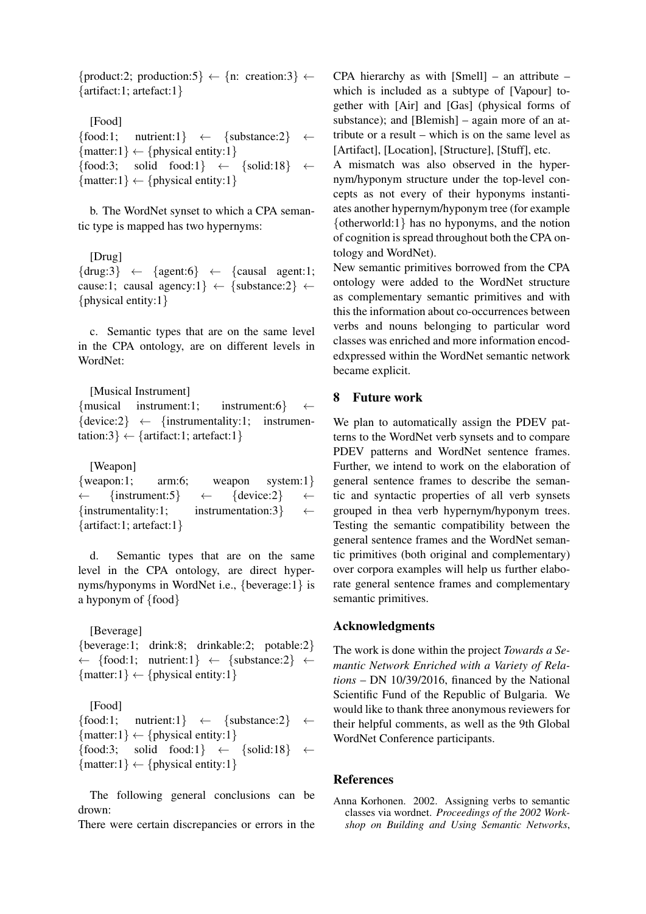{product:2; production:5} ← {n: creation:3} ← {artifact:1; artefact:1}

[Food]
{food:1; nutrient:1} ← {substance:2} ← {matter:1} ← {physical entity:1}
{food:3; solid food:1} ← {solid:18} ← {matter:1} ← {physical entity:1}

b. The WordNet synset to which a CPA semantic type is mapped has two hypernyms:

[Drug]
{drug:3} ← {agent:6} ← {causal agent:1; cause:1; causal agency:1} ← {substance:2} ← {physical entity:1}

c. Semantic types that are on the same level in the CPA ontology, are on different levels in WordNet:

[Musical Instrument]
{musical instrument:1; instrument:6} ← {device:2} ← {instrumentality:1; instrumentation:3} ← {artifact:1; artefact:1}

[Weapon]
{weapon:1; arm:6; weapon system:1} ← {instrument:5} ← {device:2} ← {instrumentality:1; instrumentation:3} ← {artifact:1; artefact:1}

d. Semantic types that are on the same level in the CPA ontology, are direct hypernyms/hyponyms in WordNet i.e., {beverage:1} is a hyponym of {food}

[Beverage]
{beverage:1; drink:8; drinkable:2; potable:2} ← {food:1; nutrient:1} ← {substance:2} ← {matter:1} ← {physical entity:1}

[Food]
{food:1; nutrient:1} ← {substance:2} ← {matter:1} ← {physical entity:1}
{food:3; solid food:1} ← {solid:18} ← {matter:1} ← {physical entity:1}

The following general conclusions can be drown:
There were certain discrepancies or errors in the CPA hierarchy as with [Smell] – an attribute – which is included as a subtype of [Vapour] together with [Air] and [Gas] (physical forms of substance); and [Blemish] – again more of an attribute or a result – which is on the same level as [Artifact], [Location], [Structure], [Stuff], etc.
A mismatch was also observed in the hypernym/hyponym structure under the top-level concepts as not every of their hyponyms instantiates another hypernym/hyponym tree (for example {otherworld:1} has no hyponyms, and the notion of cognition is spread throughout both the CPA ontology and WordNet).
New semantic primitives borrowed from the CPA ontology were added to the WordNet structure as complementary semantic primitives and with this the information about co-occurrences between verbs and nouns belonging to particular word classes was enriched and more information encodedxpressed within the WordNet semantic network became explicit.

## 8 Future work

We plan to automatically assign the PDEV patterns to the WordNet verb synsets and to compare PDEV patterns and WordNet sentence frames. Further, we intend to work on the elaboration of general sentence frames to describe the semantic and syntactic properties of all verb synsets grouped in thea verb hypernym/hyponym trees. Testing the semantic compatibility between the general sentence frames and the WordNet semantic primitives (both original and complementary) over corpora examples will help us further elaborate general sentence frames and complementary semantic primitives.

## Acknowledgments

The work is done within the project *Towards a Semantic Network Enriched with a Variety of Relations* – DN 10/39/2016, financed by the National Scientific Fund of the Republic of Bulgaria. We would like to thank three anonymous reviewers for their helpful comments, as well as the 9th Global WordNet Conference participants.

## References

Anna Korhonen. 2002. Assigning verbs to semantic classes via wordnet. *Proceedings of the 2002 Workshop on Building and Using Semantic Networks*,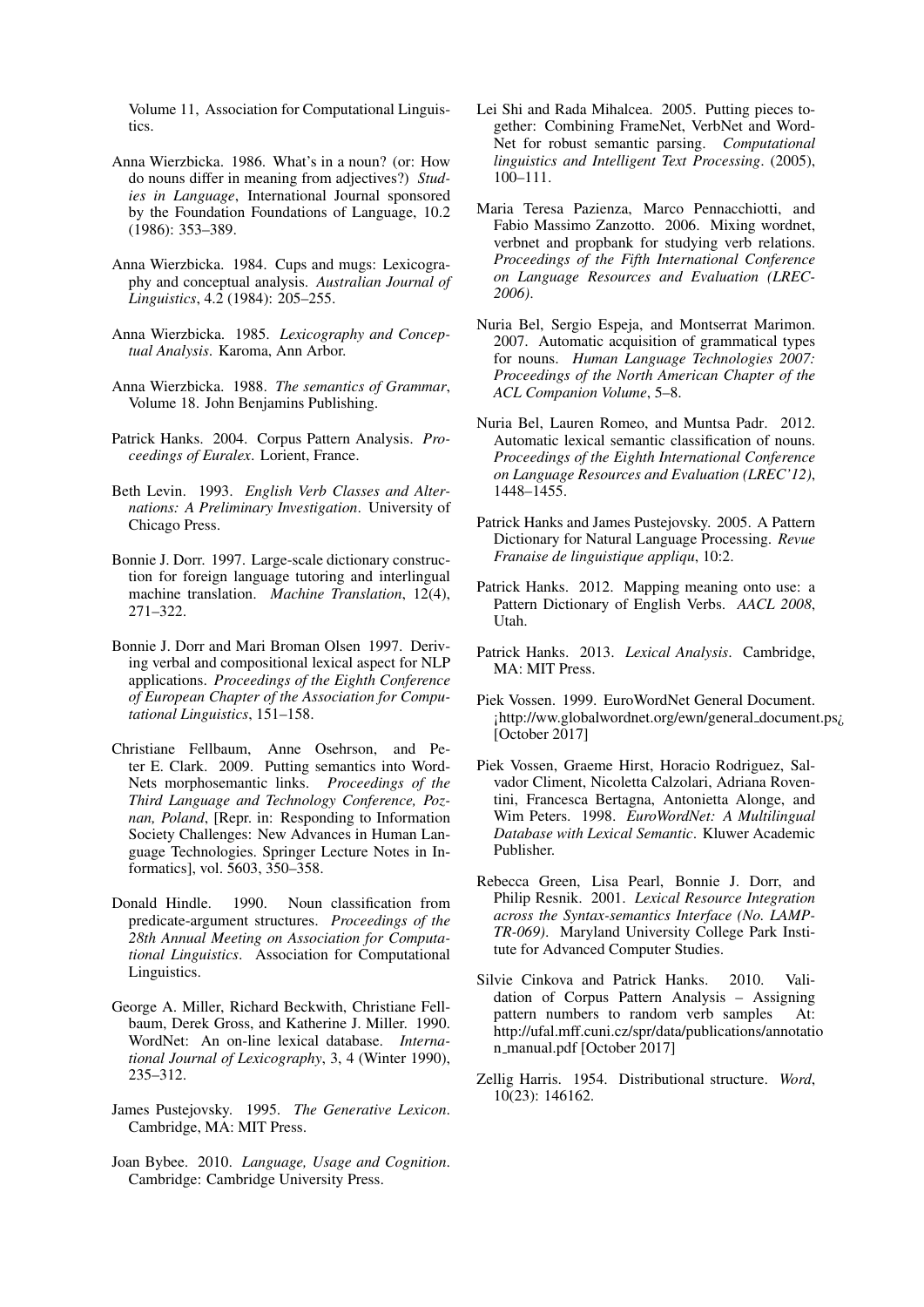Volume 11, Association for Computational Linguistics.

Anna Wierzbicka. 1986. What's in a noun? (or: How do nouns differ in meaning from adjectives?) *Studies in Language*, International Journal sponsored by the Foundation Foundations of Language, 10.2 (1986): 353–389.

Anna Wierzbicka. 1984. Cups and mugs: Lexicography and conceptual analysis. *Australian Journal of Linguistics*, 4.2 (1984): 205–255.

Anna Wierzbicka. 1985. *Lexicography and Conceptual Analysis*. Karoma, Ann Arbor.

Anna Wierzbicka. 1988. *The semantics of Grammar*, Volume 18. John Benjamins Publishing.

Patrick Hanks. 2004. Corpus Pattern Analysis. *Proceedings of Euralex*. Lorient, France.

Beth Levin. 1993. *English Verb Classes and Alternations: A Preliminary Investigation*. University of Chicago Press.

Bonnie J. Dorr. 1997. Large-scale dictionary construction for foreign language tutoring and interlingual machine translation. *Machine Translation*, 12(4), 271–322.

Bonnie J. Dorr and Mari Broman Olsen 1997. Deriving verbal and compositional lexical aspect for NLP applications. *Proceedings of the Eighth Conference of European Chapter of the Association for Computational Linguistics*, 151–158.

Christiane Fellbaum, Anne Osehrson, and Peter E. Clark. 2009. Putting semantics into WordNets morphosemantic links. *Proceedings of the Third Language and Technology Conference, Poznan, Poland*, [Repr. in: Responding to Information Society Challenges: New Advances in Human Language Technologies. Springer Lecture Notes in Informatics], vol. 5603, 350–358.

Donald Hindle. 1990. Noun classification from predicate-argument structures. *Proceedings of the 28th Annual Meeting on Association for Computational Linguistics*. Association for Computational Linguistics.

George A. Miller, Richard Beckwith, Christiane Fellbaum, Derek Gross, and Katherine J. Miller. 1990. WordNet: An on-line lexical database. *International Journal of Lexicography*, 3, 4 (Winter 1990), 235–312.

James Pustejovsky. 1995. *The Generative Lexicon*. Cambridge, MA: MIT Press.

Joan Bybee. 2010. *Language, Usage and Cognition*. Cambridge: Cambridge University Press.

Lei Shi and Rada Mihalcea. 2005. Putting pieces together: Combining FrameNet, VerbNet and WordNet for robust semantic parsing. *Computational linguistics and Intelligent Text Processing*. (2005), 100–111.

Maria Teresa Pazienza, Marco Pennacchiotti, and Fabio Massimo Zanzotto. 2006. Mixing wordnet, verbnet and propbank for studying verb relations. *Proceedings of the Fifth International Conference on Language Resources and Evaluation (LREC-2006)*.

Nuria Bel, Sergio Espeja, and Montserrat Marimon. 2007. Automatic acquisition of grammatical types for nouns. *Human Language Technologies 2007: Proceedings of the North American Chapter of the ACL Companion Volume*, 5–8.

Nuria Bel, Lauren Romeo, and Muntsa Padr. 2012. Automatic lexical semantic classification of nouns. *Proceedings of the Eighth International Conference on Language Resources and Evaluation (LREC'12)*, 1448–1455.

Patrick Hanks and James Pustejovsky. 2005. A Pattern Dictionary for Natural Language Processing. *Revue Franaise de linguistique appliqu*, 10:2.

Patrick Hanks. 2012. Mapping meaning onto use: a Pattern Dictionary of English Verbs. *AACL 2008*, Utah.

Patrick Hanks. 2013. *Lexical Analysis*. Cambridge, MA: MIT Press.

Piek Vossen. 1999. EuroWordNet General Document. ¡http://ww.globalwordnet.org/ewn/general_document.ps¿ [October 2017]

Piek Vossen, Graeme Hirst, Horacio Rodriguez, Salvador Climent, Nicoletta Calzolari, Adriana Roventini, Francesca Bertagna, Antonietta Alonge, and Wim Peters. 1998. *EuroWordNet: A Multilingual Database with Lexical Semantic*. Kluwer Academic Publisher.

Rebecca Green, Lisa Pearl, Bonnie J. Dorr, and Philip Resnik. 2001. *Lexical Resource Integration across the Syntax-semantics Interface (No. LAMP-TR-069)*. Maryland University College Park Institute for Advanced Computer Studies.

Silvie Cinkova and Patrick Hanks. 2010. Validation of Corpus Pattern Analysis – Assigning pattern numbers to random verb samples At: http://ufal.mff.cuni.cz/spr/data/publications/annotation_manual.pdf [October 2017]

Zellig Harris. 1954. Distributional structure. *Word*, 10(23): 146162.